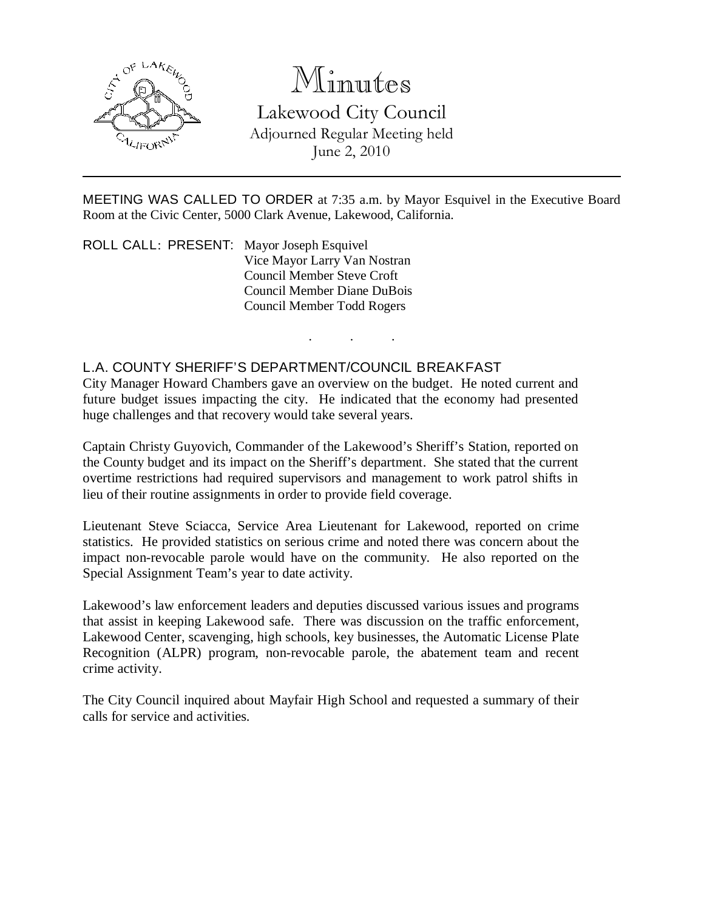# Minutes

## Lakewood City Council

Adjourned Regular Meeting held
June 2, 2010

---

MEETING WAS CALLED TO ORDER at 7:35 a.m. by Mayor Esquivel in the Executive Board Room at the Civic Center, 5000 Clark Avenue, Lakewood, California.

ROLL CALL: PRESENT: Mayor Joseph Esquivel
Vice Mayor Larry Van Nostran
Council Member Steve Croft
Council Member Diane DuBois
Council Member Todd Rogers

. . .

### L.A. COUNTY SHERIFF'S DEPARTMENT/COUNCIL BREAKFAST

City Manager Howard Chambers gave an overview on the budget. He noted current and future budget issues impacting the city. He indicated that the economy had presented huge challenges and that recovery would take several years.

Captain Christy Guyovich, Commander of the Lakewood's Sheriff's Station, reported on the County budget and its impact on the Sheriff's department. She stated that the current overtime restrictions had required supervisors and management to work patrol shifts in lieu of their routine assignments in order to provide field coverage.

Lieutenant Steve Sciacca, Service Area Lieutenant for Lakewood, reported on crime statistics. He provided statistics on serious crime and noted there was concern about the impact non-revocable parole would have on the community. He also reported on the Special Assignment Team's year to date activity.

Lakewood's law enforcement leaders and deputies discussed various issues and programs that assist in keeping Lakewood safe. There was discussion on the traffic enforcement, Lakewood Center, scavenging, high schools, key businesses, the Automatic License Plate Recognition (ALPR) program, non-revocable parole, the abatement team and recent crime activity.

The City Council inquired about Mayfair High School and requested a summary of their calls for service and activities.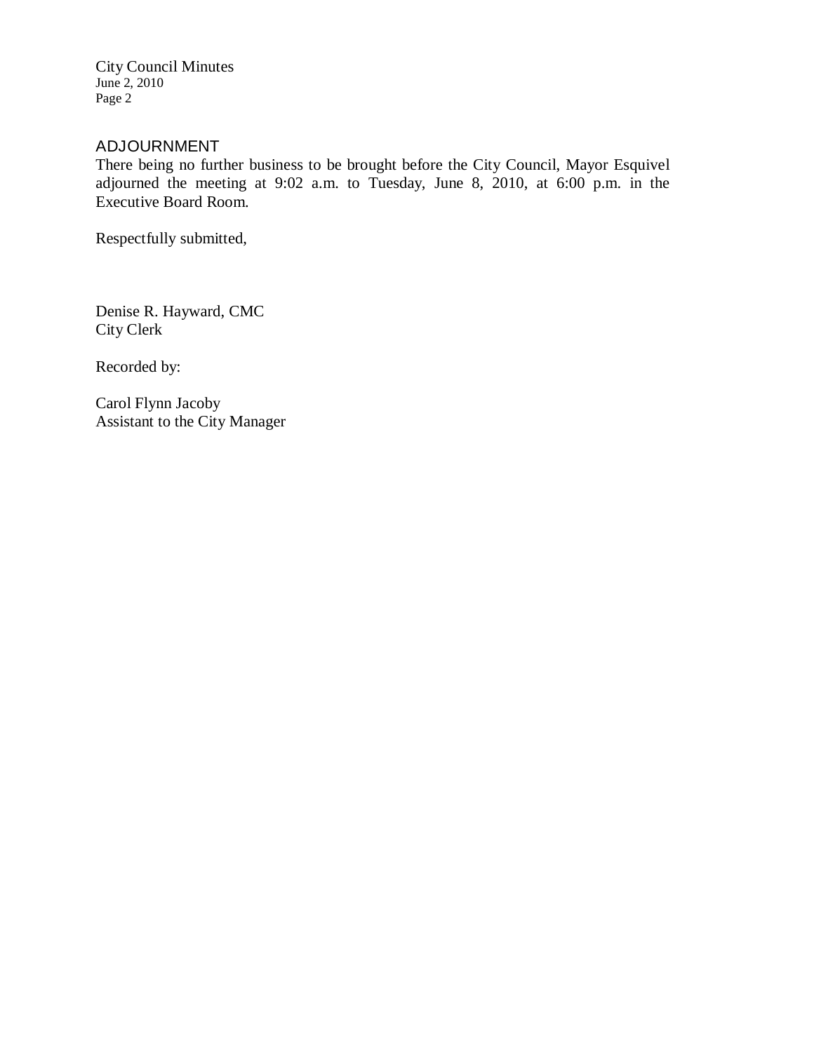## ADJOURNMENT

There being no further business to be brought before the City Council, Mayor Esquivel adjourned the meeting at 9:02 a.m. to Tuesday, June 8, 2010, at 6:00 p.m. in the Executive Board Room.

Respectfully submitted,

Denise R. Hayward, CMC
City Clerk

Recorded by:

Carol Flynn Jacoby
Assistant to the City Manager